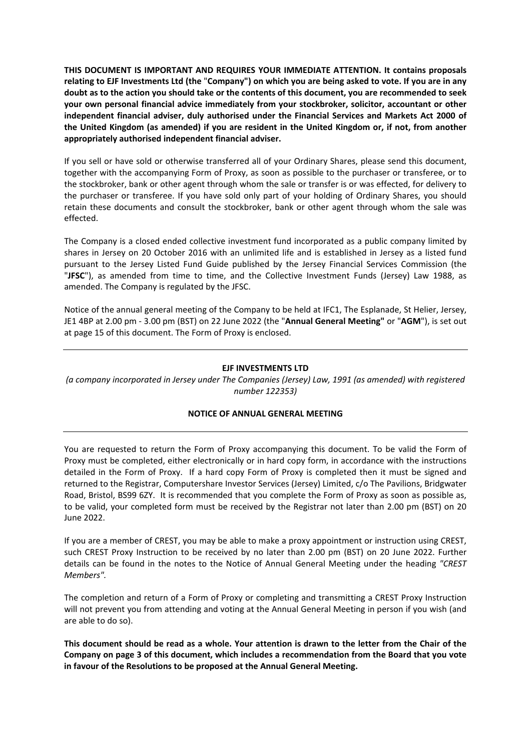**THIS DOCUMENT IS IMPORTANT AND REQUIRES YOUR IMMEDIATE ATTENTION. It contains proposals relating to EJF Investments Ltd (the "Company") on which you are being asked to vote. If you are in any doubt as to the action you should take or the contents of this document, you are recommended to seek your own personal financial advice immediately from your stockbroker, solicitor, accountant or other independent financial adviser, duly authorised under the Financial Services and Markets Act 2000 of the United Kingdom (as amended) if you are resident in the United Kingdom or, if not, from another appropriately authorised independent financial adviser.**

If you sell or have sold or otherwise transferred all of your Ordinary Shares, please send this document, together with the accompanying Form of Proxy, as soon as possible to the purchaser or transferee, or to the stockbroker, bank or other agent through whom the sale or transfer is or was effected, for delivery to the purchaser or transferee. If you have sold only part of your holding of Ordinary Shares, you should retain these documents and consult the stockbroker, bank or other agent through whom the sale was effected.

The Company is a closed ended collective investment fund incorporated as a public company limited by shares in Jersey on 20 October 2016 with an unlimited life and is established in Jersey as a listed fund pursuant to the Jersey Listed Fund Guide published by the Jersey Financial Services Commission (the "**JFSC**"), as amended from time to time, and the Collective Investment Funds (Jersey) Law 1988, as amended. The Company is regulated by the JFSC.

Notice of the annual general meeting of the Company to be held at IFC1, The Esplanade, St Helier, Jersey, JE1 4BP at 2.00 pm - 3.00 pm (BST) on 22 June 2022 (the "**Annual General Meeting"** or "**AGM**"), is set out at page 15 of this document. The Form of Proxy is enclosed.

---

**EJF INVESTMENTS LTD**

*(a company incorporated in Jersey under The Companies (Jersey) Law, 1991 (as amended) with registered number 122353)*

**NOTICE OF ANNUAL GENERAL MEETING**

---

You are requested to return the Form of Proxy accompanying this document. To be valid the Form of Proxy must be completed, either electronically or in hard copy form, in accordance with the instructions detailed in the Form of Proxy. If a hard copy Form of Proxy is completed then it must be signed and returned to the Registrar, Computershare Investor Services (Jersey) Limited, c/o The Pavilions, Bridgwater Road, Bristol, BS99 6ZY. It is recommended that you complete the Form of Proxy as soon as possible as, to be valid, your completed form must be received by the Registrar not later than 2.00 pm (BST) on 20 June 2022.

If you are a member of CREST, you may be able to make a proxy appointment or instruction using CREST, such CREST Proxy Instruction to be received by no later than 2.00 pm (BST) on 20 June 2022. Further details can be found in the notes to the Notice of Annual General Meeting under the heading *"CREST Members".*

The completion and return of a Form of Proxy or completing and transmitting a CREST Proxy Instruction will not prevent you from attending and voting at the Annual General Meeting in person if you wish (and are able to do so).

**This document should be read as a whole. Your attention is drawn to the letter from the Chair of the Company on page 3 of this document, which includes a recommendation from the Board that you vote in favour of the Resolutions to be proposed at the Annual General Meeting.**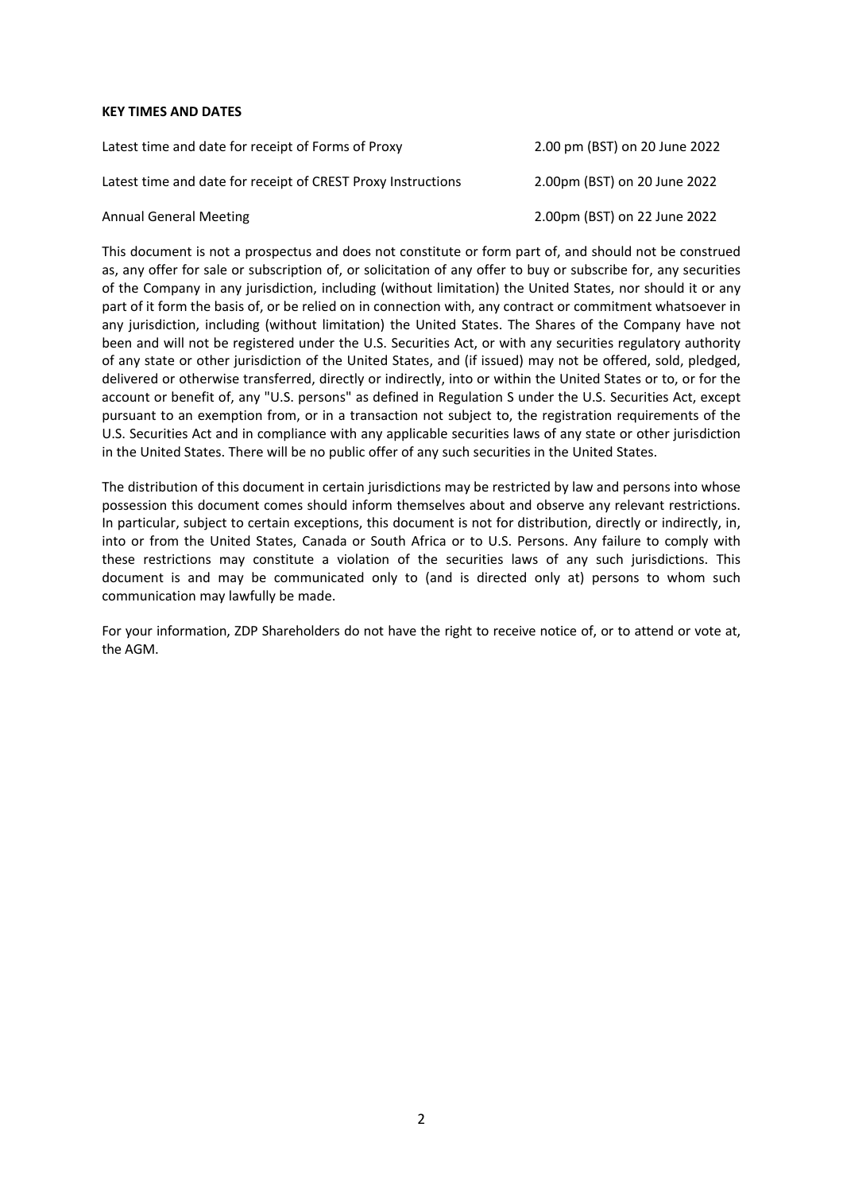**KEY TIMES AND DATES**

| | |
|---|---|
| Latest time and date for receipt of Forms of Proxy | 2.00 pm (BST) on 20 June 2022 |
| Latest time and date for receipt of CREST Proxy Instructions | 2.00pm (BST) on 20 June 2022 |
| Annual General Meeting | 2.00pm (BST) on 22 June 2022 |

This document is not a prospectus and does not constitute or form part of, and should not be construed as, any offer for sale or subscription of, or solicitation of any offer to buy or subscribe for, any securities of the Company in any jurisdiction, including (without limitation) the United States, nor should it or any part of it form the basis of, or be relied on in connection with, any contract or commitment whatsoever in any jurisdiction, including (without limitation) the United States. The Shares of the Company have not been and will not be registered under the U.S. Securities Act, or with any securities regulatory authority of any state or other jurisdiction of the United States, and (if issued) may not be offered, sold, pledged, delivered or otherwise transferred, directly or indirectly, into or within the United States or to, or for the account or benefit of, any "U.S. persons" as defined in Regulation S under the U.S. Securities Act, except pursuant to an exemption from, or in a transaction not subject to, the registration requirements of the U.S. Securities Act and in compliance with any applicable securities laws of any state or other jurisdiction in the United States. There will be no public offer of any such securities in the United States.

The distribution of this document in certain jurisdictions may be restricted by law and persons into whose possession this document comes should inform themselves about and observe any relevant restrictions. In particular, subject to certain exceptions, this document is not for distribution, directly or indirectly, in, into or from the United States, Canada or South Africa or to U.S. Persons. Any failure to comply with these restrictions may constitute a violation of the securities laws of any such jurisdictions. This document is and may be communicated only to (and is directed only at) persons to whom such communication may lawfully be made.

For your information, ZDP Shareholders do not have the right to receive notice of, or to attend or vote at, the AGM.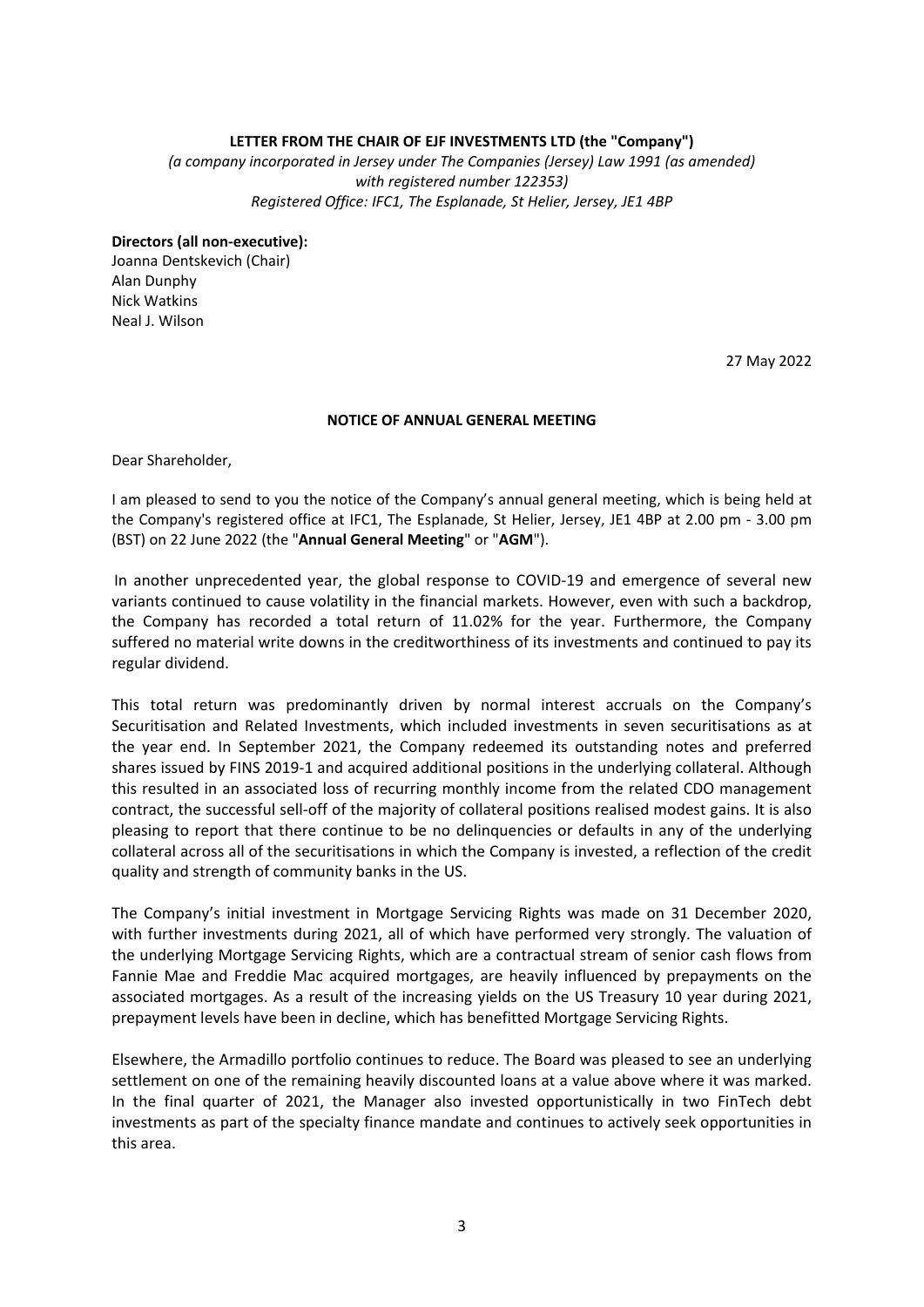**LETTER FROM THE CHAIR OF EJF INVESTMENTS LTD (the "Company")**

*(a company incorporated in Jersey under The Companies (Jersey) Law 1991 (as amended) with registered number 122353)*
*Registered Office: IFC1, The Esplanade, St Helier, Jersey, JE1 4BP*

**Directors (all non-executive):**
Joanna Dentskevich (Chair)
Alan Dunphy
Nick Watkins
Neal J. Wilson

27 May 2022

**NOTICE OF ANNUAL GENERAL MEETING**

Dear Shareholder,

I am pleased to send to you the notice of the Company's annual general meeting, which is being held at the Company's registered office at IFC1, The Esplanade, St Helier, Jersey, JE1 4BP at 2.00 pm - 3.00 pm (BST) on 22 June 2022 (the "**Annual General Meeting**" or "**AGM**").

In another unprecedented year, the global response to COVID-19 and emergence of several new variants continued to cause volatility in the financial markets. However, even with such a backdrop, the Company has recorded a total return of 11.02% for the year. Furthermore, the Company suffered no material write downs in the creditworthiness of its investments and continued to pay its regular dividend.

This total return was predominantly driven by normal interest accruals on the Company's Securitisation and Related Investments, which included investments in seven securitisations as at the year end. In September 2021, the Company redeemed its outstanding notes and preferred shares issued by FINS 2019-1 and acquired additional positions in the underlying collateral. Although this resulted in an associated loss of recurring monthly income from the related CDO management contract, the successful sell-off of the majority of collateral positions realised modest gains. It is also pleasing to report that there continue to be no delinquencies or defaults in any of the underlying collateral across all of the securitisations in which the Company is invested, a reflection of the credit quality and strength of community banks in the US.

The Company's initial investment in Mortgage Servicing Rights was made on 31 December 2020, with further investments during 2021, all of which have performed very strongly. The valuation of the underlying Mortgage Servicing Rights, which are a contractual stream of senior cash flows from Fannie Mae and Freddie Mac acquired mortgages, are heavily influenced by prepayments on the associated mortgages. As a result of the increasing yields on the US Treasury 10 year during 2021, prepayment levels have been in decline, which has benefitted Mortgage Servicing Rights.

Elsewhere, the Armadillo portfolio continues to reduce. The Board was pleased to see an underlying settlement on one of the remaining heavily discounted loans at a value above where it was marked. In the final quarter of 2021, the Manager also invested opportunistically in two FinTech debt investments as part of the specialty finance mandate and continues to actively seek opportunities in this area.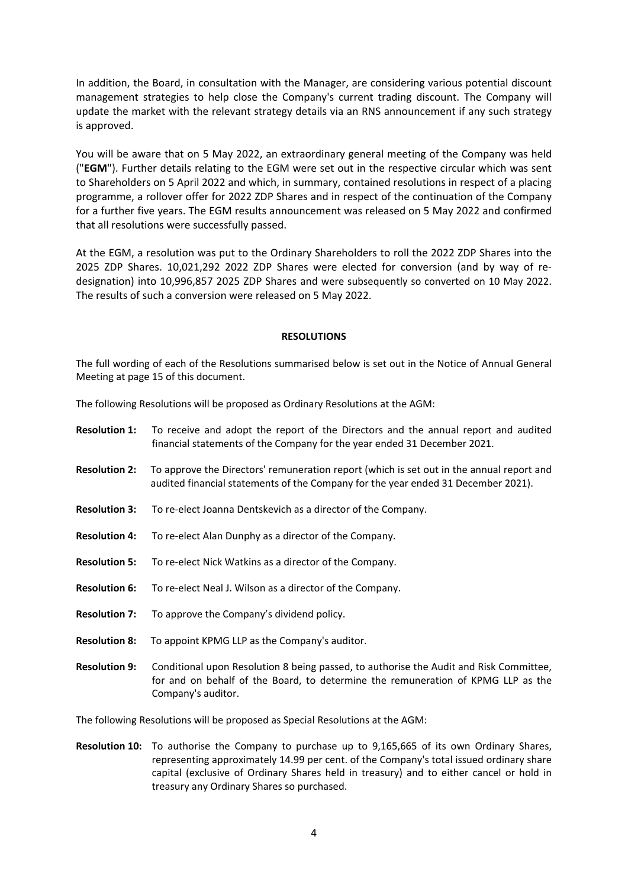In addition, the Board, in consultation with the Manager, are considering various potential discount management strategies to help close the Company's current trading discount. The Company will update the market with the relevant strategy details via an RNS announcement if any such strategy is approved.

You will be aware that on 5 May 2022, an extraordinary general meeting of the Company was held ("**EGM**"). Further details relating to the EGM were set out in the respective circular which was sent to Shareholders on 5 April 2022 and which, in summary, contained resolutions in respect of a placing programme, a rollover offer for 2022 ZDP Shares and in respect of the continuation of the Company for a further five years. The EGM results announcement was released on 5 May 2022 and confirmed that all resolutions were successfully passed.

At the EGM, a resolution was put to the Ordinary Shareholders to roll the 2022 ZDP Shares into the 2025 ZDP Shares. 10,021,292 2022 ZDP Shares were elected for conversion (and by way of re-designation) into 10,996,857 2025 ZDP Shares and were subsequently so converted on 10 May 2022. The results of such a conversion were released on 5 May 2022.

## RESOLUTIONS

The full wording of each of the Resolutions summarised below is set out in the Notice of Annual General Meeting at page 15 of this document.

The following Resolutions will be proposed as Ordinary Resolutions at the AGM:

**Resolution 1:** To receive and adopt the report of the Directors and the annual report and audited financial statements of the Company for the year ended 31 December 2021.

**Resolution 2:** To approve the Directors' remuneration report (which is set out in the annual report and audited financial statements of the Company for the year ended 31 December 2021).

**Resolution 3:** To re-elect Joanna Dentskevich as a director of the Company.

**Resolution 4:** To re-elect Alan Dunphy as a director of the Company.

**Resolution 5:** To re-elect Nick Watkins as a director of the Company.

**Resolution 6:** To re-elect Neal J. Wilson as a director of the Company.

**Resolution 7:** To approve the Company's dividend policy.

**Resolution 8:** To appoint KPMG LLP as the Company's auditor.

**Resolution 9:** Conditional upon Resolution 8 being passed, to authorise the Audit and Risk Committee, for and on behalf of the Board, to determine the remuneration of KPMG LLP as the Company's auditor.

The following Resolutions will be proposed as Special Resolutions at the AGM:

**Resolution 10:** To authorise the Company to purchase up to 9,165,665 of its own Ordinary Shares, representing approximately 14.99 per cent. of the Company's total issued ordinary share capital (exclusive of Ordinary Shares held in treasury) and to either cancel or hold in treasury any Ordinary Shares so purchased.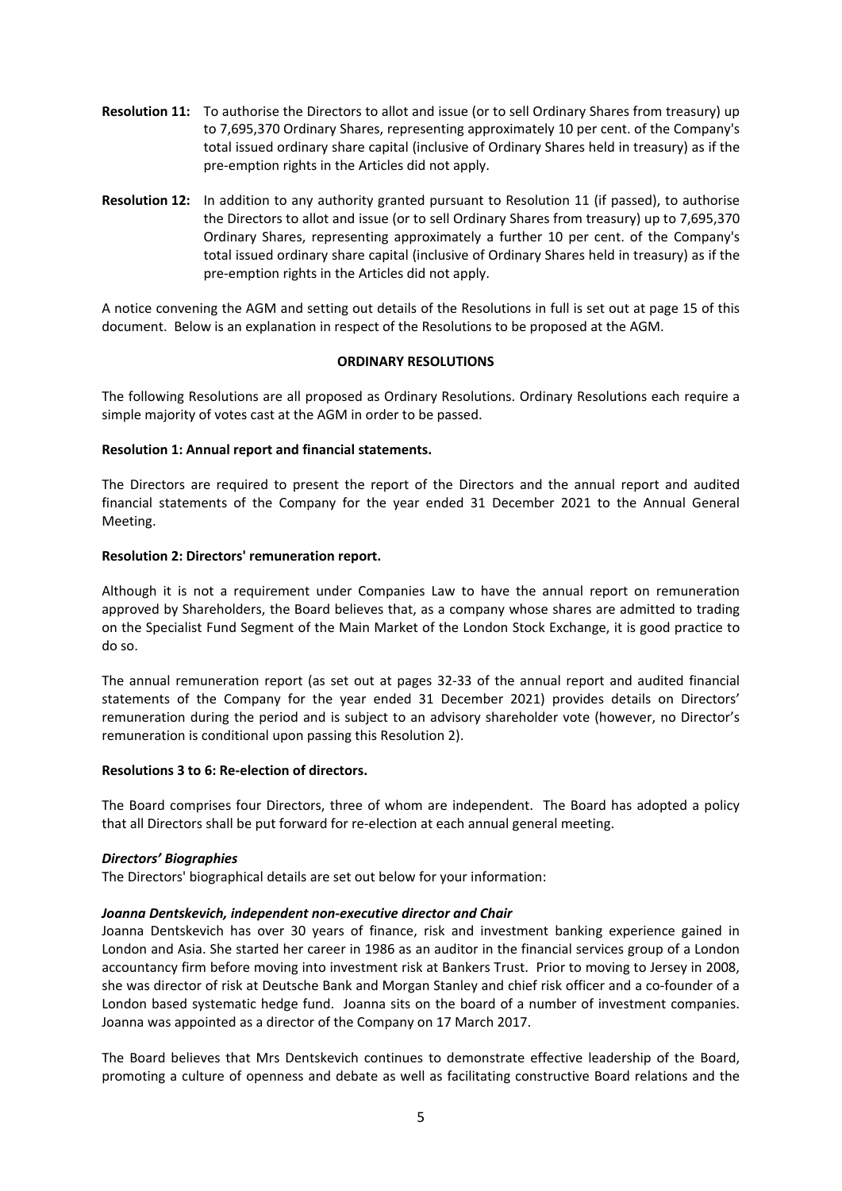**Resolution 11:** To authorise the Directors to allot and issue (or to sell Ordinary Shares from treasury) up to 7,695,370 Ordinary Shares, representing approximately 10 per cent. of the Company's total issued ordinary share capital (inclusive of Ordinary Shares held in treasury) as if the pre-emption rights in the Articles did not apply.

**Resolution 12:** In addition to any authority granted pursuant to Resolution 11 (if passed), to authorise the Directors to allot and issue (or to sell Ordinary Shares from treasury) up to 7,695,370 Ordinary Shares, representing approximately a further 10 per cent. of the Company's total issued ordinary share capital (inclusive of Ordinary Shares held in treasury) as if the pre-emption rights in the Articles did not apply.

A notice convening the AGM and setting out details of the Resolutions in full is set out at page 15 of this document. Below is an explanation in respect of the Resolutions to be proposed at the AGM.

## ORDINARY RESOLUTIONS

The following Resolutions are all proposed as Ordinary Resolutions. Ordinary Resolutions each require a simple majority of votes cast at the AGM in order to be passed.

**Resolution 1: Annual report and financial statements.**

The Directors are required to present the report of the Directors and the annual report and audited financial statements of the Company for the year ended 31 December 2021 to the Annual General Meeting.

**Resolution 2: Directors' remuneration report.**

Although it is not a requirement under Companies Law to have the annual report on remuneration approved by Shareholders, the Board believes that, as a company whose shares are admitted to trading on the Specialist Fund Segment of the Main Market of the London Stock Exchange, it is good practice to do so.

The annual remuneration report (as set out at pages 32-33 of the annual report and audited financial statements of the Company for the year ended 31 December 2021) provides details on Directors' remuneration during the period and is subject to an advisory shareholder vote (however, no Director's remuneration is conditional upon passing this Resolution 2).

**Resolutions 3 to 6: Re-election of directors.**

The Board comprises four Directors, three of whom are independent. The Board has adopted a policy that all Directors shall be put forward for re-election at each annual general meeting.

***Directors' Biographies***

The Directors' biographical details are set out below for your information:

***Joanna Dentskevich, independent non-executive director and Chair***

Joanna Dentskevich has over 30 years of finance, risk and investment banking experience gained in London and Asia. She started her career in 1986 as an auditor in the financial services group of a London accountancy firm before moving into investment risk at Bankers Trust. Prior to moving to Jersey in 2008, she was director of risk at Deutsche Bank and Morgan Stanley and chief risk officer and a co-founder of a London based systematic hedge fund. Joanna sits on the board of a number of investment companies. Joanna was appointed as a director of the Company on 17 March 2017.

The Board believes that Mrs Dentskevich continues to demonstrate effective leadership of the Board, promoting a culture of openness and debate as well as facilitating constructive Board relations and the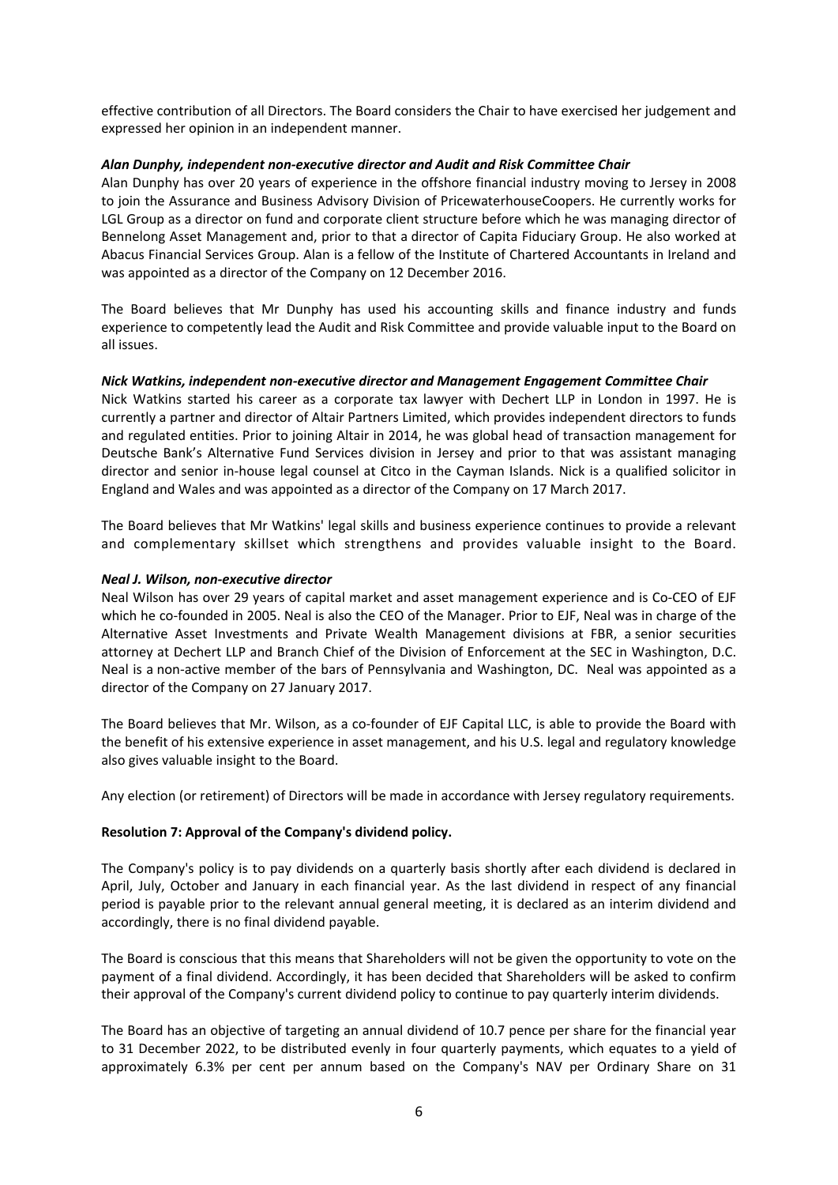effective contribution of all Directors. The Board considers the Chair to have exercised her judgement and expressed her opinion in an independent manner.

***Alan Dunphy, independent non-executive director and Audit and Risk Committee Chair***

Alan Dunphy has over 20 years of experience in the offshore financial industry moving to Jersey in 2008 to join the Assurance and Business Advisory Division of PricewaterhouseCoopers. He currently works for LGL Group as a director on fund and corporate client structure before which he was managing director of Bennelong Asset Management and, prior to that a director of Capita Fiduciary Group. He also worked at Abacus Financial Services Group. Alan is a fellow of the Institute of Chartered Accountants in Ireland and was appointed as a director of the Company on 12 December 2016.

The Board believes that Mr Dunphy has used his accounting skills and finance industry and funds experience to competently lead the Audit and Risk Committee and provide valuable input to the Board on all issues.

***Nick Watkins, independent non-executive director and Management Engagement Committee Chair***

Nick Watkins started his career as a corporate tax lawyer with Dechert LLP in London in 1997. He is currently a partner and director of Altair Partners Limited, which provides independent directors to funds and regulated entities. Prior to joining Altair in 2014, he was global head of transaction management for Deutsche Bank's Alternative Fund Services division in Jersey and prior to that was assistant managing director and senior in-house legal counsel at Citco in the Cayman Islands. Nick is a qualified solicitor in England and Wales and was appointed as a director of the Company on 17 March 2017.

The Board believes that Mr Watkins' legal skills and business experience continues to provide a relevant and complementary skillset which strengthens and provides valuable insight to the Board.

***Neal J. Wilson, non-executive director***

Neal Wilson has over 29 years of capital market and asset management experience and is Co-CEO of EJF which he co-founded in 2005. Neal is also the CEO of the Manager. Prior to EJF, Neal was in charge of the Alternative Asset Investments and Private Wealth Management divisions at FBR, a senior securities attorney at Dechert LLP and Branch Chief of the Division of Enforcement at the SEC in Washington, D.C. Neal is a non-active member of the bars of Pennsylvania and Washington, DC. Neal was appointed as a director of the Company on 27 January 2017.

The Board believes that Mr. Wilson, as a co-founder of EJF Capital LLC, is able to provide the Board with the benefit of his extensive experience in asset management, and his U.S. legal and regulatory knowledge also gives valuable insight to the Board.

Any election (or retirement) of Directors will be made in accordance with Jersey regulatory requirements.

**Resolution 7: Approval of the Company's dividend policy.**

The Company's policy is to pay dividends on a quarterly basis shortly after each dividend is declared in April, July, October and January in each financial year. As the last dividend in respect of any financial period is payable prior to the relevant annual general meeting, it is declared as an interim dividend and accordingly, there is no final dividend payable.

The Board is conscious that this means that Shareholders will not be given the opportunity to vote on the payment of a final dividend. Accordingly, it has been decided that Shareholders will be asked to confirm their approval of the Company's current dividend policy to continue to pay quarterly interim dividends.

The Board has an objective of targeting an annual dividend of 10.7 pence per share for the financial year to 31 December 2022, to be distributed evenly in four quarterly payments, which equates to a yield of approximately 6.3% per cent per annum based on the Company's NAV per Ordinary Share on 31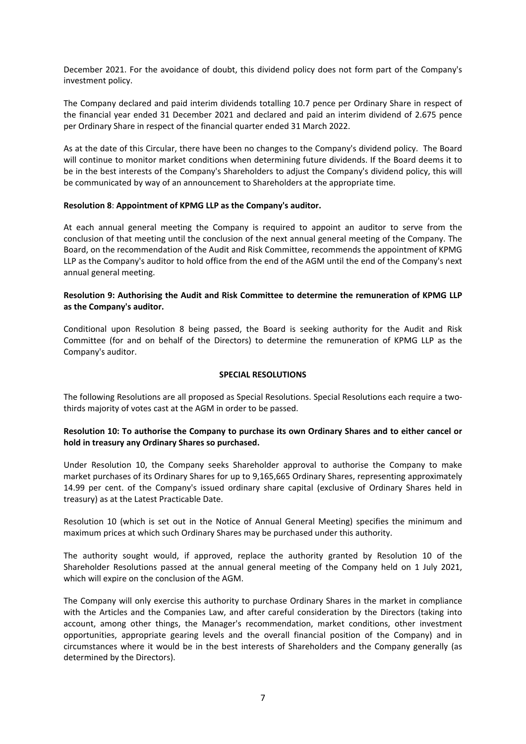December 2021. For the avoidance of doubt, this dividend policy does not form part of the Company's investment policy.

The Company declared and paid interim dividends totalling 10.7 pence per Ordinary Share in respect of the financial year ended 31 December 2021 and declared and paid an interim dividend of 2.675 pence per Ordinary Share in respect of the financial quarter ended 31 March 2022.

As at the date of this Circular, there have been no changes to the Company's dividend policy. The Board will continue to monitor market conditions when determining future dividends. If the Board deems it to be in the best interests of the Company's Shareholders to adjust the Company's dividend policy, this will be communicated by way of an announcement to Shareholders at the appropriate time.

**Resolution 8**: **Appointment of KPMG LLP as the Company's auditor.**

At each annual general meeting the Company is required to appoint an auditor to serve from the conclusion of that meeting until the conclusion of the next annual general meeting of the Company. The Board, on the recommendation of the Audit and Risk Committee, recommends the appointment of KPMG LLP as the Company's auditor to hold office from the end of the AGM until the end of the Company's next annual general meeting.

**Resolution 9: Authorising the Audit and Risk Committee to determine the remuneration of KPMG LLP as the Company's auditor.**

Conditional upon Resolution 8 being passed, the Board is seeking authority for the Audit and Risk Committee (for and on behalf of the Directors) to determine the remuneration of KPMG LLP as the Company's auditor.

**SPECIAL RESOLUTIONS**

The following Resolutions are all proposed as Special Resolutions. Special Resolutions each require a two-thirds majority of votes cast at the AGM in order to be passed.

**Resolution 10: To authorise the Company to purchase its own Ordinary Shares and to either cancel or hold in treasury any Ordinary Shares so purchased.**

Under Resolution 10, the Company seeks Shareholder approval to authorise the Company to make market purchases of its Ordinary Shares for up to 9,165,665 Ordinary Shares, representing approximately 14.99 per cent. of the Company's issued ordinary share capital (exclusive of Ordinary Shares held in treasury) as at the Latest Practicable Date.

Resolution 10 (which is set out in the Notice of Annual General Meeting) specifies the minimum and maximum prices at which such Ordinary Shares may be purchased under this authority.

The authority sought would, if approved, replace the authority granted by Resolution 10 of the Shareholder Resolutions passed at the annual general meeting of the Company held on 1 July 2021, which will expire on the conclusion of the AGM.

The Company will only exercise this authority to purchase Ordinary Shares in the market in compliance with the Articles and the Companies Law, and after careful consideration by the Directors (taking into account, among other things, the Manager's recommendation, market conditions, other investment opportunities, appropriate gearing levels and the overall financial position of the Company) and in circumstances where it would be in the best interests of Shareholders and the Company generally (as determined by the Directors).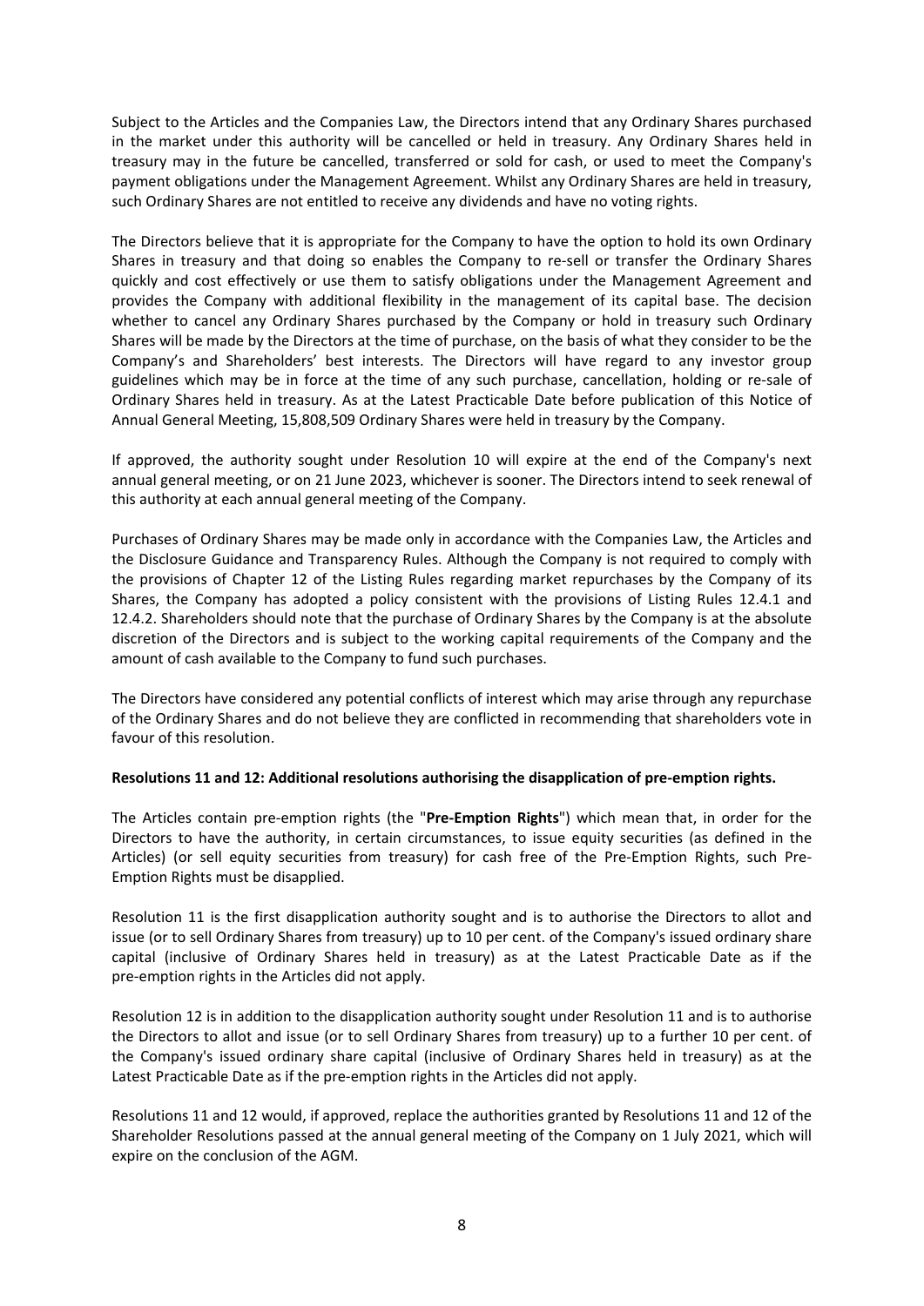Subject to the Articles and the Companies Law, the Directors intend that any Ordinary Shares purchased in the market under this authority will be cancelled or held in treasury. Any Ordinary Shares held in treasury may in the future be cancelled, transferred or sold for cash, or used to meet the Company's payment obligations under the Management Agreement. Whilst any Ordinary Shares are held in treasury, such Ordinary Shares are not entitled to receive any dividends and have no voting rights.

The Directors believe that it is appropriate for the Company to have the option to hold its own Ordinary Shares in treasury and that doing so enables the Company to re-sell or transfer the Ordinary Shares quickly and cost effectively or use them to satisfy obligations under the Management Agreement and provides the Company with additional flexibility in the management of its capital base. The decision whether to cancel any Ordinary Shares purchased by the Company or hold in treasury such Ordinary Shares will be made by the Directors at the time of purchase, on the basis of what they consider to be the Company's and Shareholders' best interests. The Directors will have regard to any investor group guidelines which may be in force at the time of any such purchase, cancellation, holding or re-sale of Ordinary Shares held in treasury. As at the Latest Practicable Date before publication of this Notice of Annual General Meeting, 15,808,509 Ordinary Shares were held in treasury by the Company.

If approved, the authority sought under Resolution 10 will expire at the end of the Company's next annual general meeting, or on 21 June 2023, whichever is sooner. The Directors intend to seek renewal of this authority at each annual general meeting of the Company.

Purchases of Ordinary Shares may be made only in accordance with the Companies Law, the Articles and the Disclosure Guidance and Transparency Rules. Although the Company is not required to comply with the provisions of Chapter 12 of the Listing Rules regarding market repurchases by the Company of its Shares, the Company has adopted a policy consistent with the provisions of Listing Rules 12.4.1 and 12.4.2. Shareholders should note that the purchase of Ordinary Shares by the Company is at the absolute discretion of the Directors and is subject to the working capital requirements of the Company and the amount of cash available to the Company to fund such purchases.

The Directors have considered any potential conflicts of interest which may arise through any repurchase of the Ordinary Shares and do not believe they are conflicted in recommending that shareholders vote in favour of this resolution.

**Resolutions 11 and 12: Additional resolutions authorising the disapplication of pre-emption rights.**

The Articles contain pre-emption rights (the "**Pre-Emption Rights**") which mean that, in order for the Directors to have the authority, in certain circumstances, to issue equity securities (as defined in the Articles) (or sell equity securities from treasury) for cash free of the Pre-Emption Rights, such Pre-Emption Rights must be disapplied.

Resolution 11 is the first disapplication authority sought and is to authorise the Directors to allot and issue (or to sell Ordinary Shares from treasury) up to 10 per cent. of the Company's issued ordinary share capital (inclusive of Ordinary Shares held in treasury) as at the Latest Practicable Date as if the pre-emption rights in the Articles did not apply.

Resolution 12 is in addition to the disapplication authority sought under Resolution 11 and is to authorise the Directors to allot and issue (or to sell Ordinary Shares from treasury) up to a further 10 per cent. of the Company's issued ordinary share capital (inclusive of Ordinary Shares held in treasury) as at the Latest Practicable Date as if the pre-emption rights in the Articles did not apply.

Resolutions 11 and 12 would, if approved, replace the authorities granted by Resolutions 11 and 12 of the Shareholder Resolutions passed at the annual general meeting of the Company on 1 July 2021, which will expire on the conclusion of the AGM.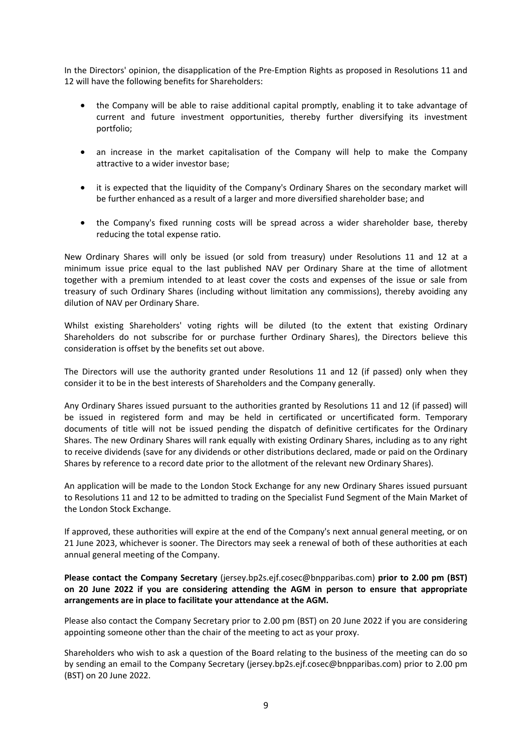In the Directors' opinion, the disapplication of the Pre-Emption Rights as proposed in Resolutions 11 and 12 will have the following benefits for Shareholders:

- the Company will be able to raise additional capital promptly, enabling it to take advantage of current and future investment opportunities, thereby further diversifying its investment portfolio;
- an increase in the market capitalisation of the Company will help to make the Company attractive to a wider investor base;
- it is expected that the liquidity of the Company's Ordinary Shares on the secondary market will be further enhanced as a result of a larger and more diversified shareholder base; and
- the Company's fixed running costs will be spread across a wider shareholder base, thereby reducing the total expense ratio.

New Ordinary Shares will only be issued (or sold from treasury) under Resolutions 11 and 12 at a minimum issue price equal to the last published NAV per Ordinary Share at the time of allotment together with a premium intended to at least cover the costs and expenses of the issue or sale from treasury of such Ordinary Shares (including without limitation any commissions), thereby avoiding any dilution of NAV per Ordinary Share.

Whilst existing Shareholders' voting rights will be diluted (to the extent that existing Ordinary Shareholders do not subscribe for or purchase further Ordinary Shares), the Directors believe this consideration is offset by the benefits set out above.

The Directors will use the authority granted under Resolutions 11 and 12 (if passed) only when they consider it to be in the best interests of Shareholders and the Company generally.

Any Ordinary Shares issued pursuant to the authorities granted by Resolutions 11 and 12 (if passed) will be issued in registered form and may be held in certificated or uncertificated form. Temporary documents of title will not be issued pending the dispatch of definitive certificates for the Ordinary Shares. The new Ordinary Shares will rank equally with existing Ordinary Shares, including as to any right to receive dividends (save for any dividends or other distributions declared, made or paid on the Ordinary Shares by reference to a record date prior to the allotment of the relevant new Ordinary Shares).

An application will be made to the London Stock Exchange for any new Ordinary Shares issued pursuant to Resolutions 11 and 12 to be admitted to trading on the Specialist Fund Segment of the Main Market of the London Stock Exchange.

If approved, these authorities will expire at the end of the Company's next annual general meeting, or on 21 June 2023, whichever is sooner. The Directors may seek a renewal of both of these authorities at each annual general meeting of the Company.

**Please contact the Company Secretary** (jersey.bp2s.ejf.cosec@bnpparibas.com) **prior to 2.00 pm (BST) on 20 June 2022 if you are considering attending the AGM in person to ensure that appropriate arrangements are in place to facilitate your attendance at the AGM.**

Please also contact the Company Secretary prior to 2.00 pm (BST) on 20 June 2022 if you are considering appointing someone other than the chair of the meeting to act as your proxy.

Shareholders who wish to ask a question of the Board relating to the business of the meeting can do so by sending an email to the Company Secretary (jersey.bp2s.ejf.cosec@bnpparibas.com) prior to 2.00 pm (BST) on 20 June 2022.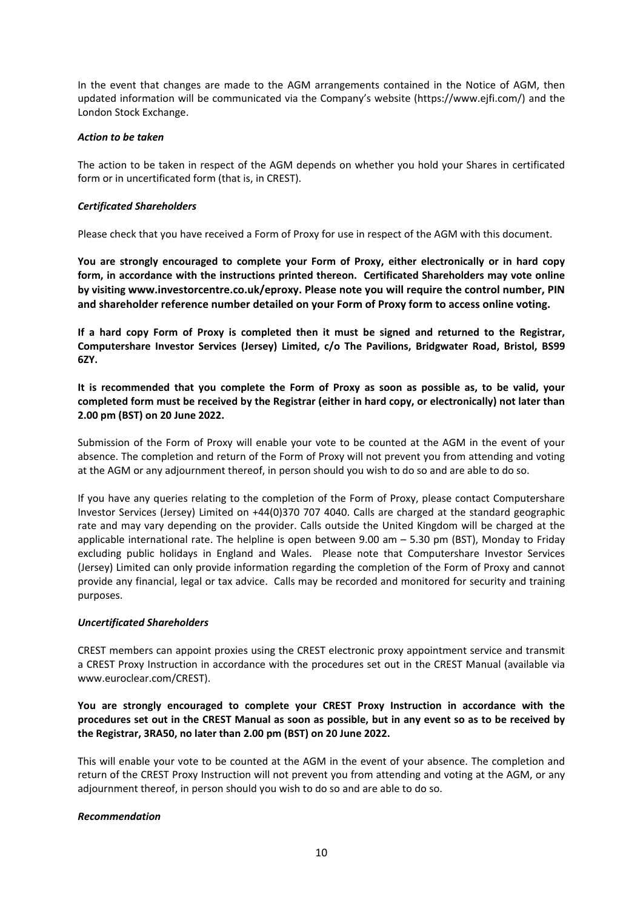In the event that changes are made to the AGM arrangements contained in the Notice of AGM, then updated information will be communicated via the Company's website (https://www.ejfi.com/) and the London Stock Exchange.

***Action to be taken***

The action to be taken in respect of the AGM depends on whether you hold your Shares in certificated form or in uncertificated form (that is, in CREST).

***Certificated Shareholders***

Please check that you have received a Form of Proxy for use in respect of the AGM with this document.

**You are strongly encouraged to complete your Form of Proxy, either electronically or in hard copy form, in accordance with the instructions printed thereon. Certificated Shareholders may vote online by visiting www.investorcentre.co.uk/eproxy. Please note you will require the control number, PIN and shareholder reference number detailed on your Form of Proxy form to access online voting.**

**If a hard copy Form of Proxy is completed then it must be signed and returned to the Registrar, Computershare Investor Services (Jersey) Limited, c/o The Pavilions, Bridgwater Road, Bristol, BS99 6ZY.**

**It is recommended that you complete the Form of Proxy as soon as possible as, to be valid, your completed form must be received by the Registrar (either in hard copy, or electronically) not later than 2.00 pm (BST) on 20 June 2022.**

Submission of the Form of Proxy will enable your vote to be counted at the AGM in the event of your absence. The completion and return of the Form of Proxy will not prevent you from attending and voting at the AGM or any adjournment thereof, in person should you wish to do so and are able to do so.

If you have any queries relating to the completion of the Form of Proxy, please contact Computershare Investor Services (Jersey) Limited on +44(0)370 707 4040. Calls are charged at the standard geographic rate and may vary depending on the provider. Calls outside the United Kingdom will be charged at the applicable international rate. The helpline is open between 9.00 am – 5.30 pm (BST), Monday to Friday excluding public holidays in England and Wales. Please note that Computershare Investor Services (Jersey) Limited can only provide information regarding the completion of the Form of Proxy and cannot provide any financial, legal or tax advice. Calls may be recorded and monitored for security and training purposes.

***Uncertificated Shareholders***

CREST members can appoint proxies using the CREST electronic proxy appointment service and transmit a CREST Proxy Instruction in accordance with the procedures set out in the CREST Manual (available via www.euroclear.com/CREST).

**You are strongly encouraged to complete your CREST Proxy Instruction in accordance with the procedures set out in the CREST Manual as soon as possible, but in any event so as to be received by the Registrar, 3RA50, no later than 2.00 pm (BST) on 20 June 2022.**

This will enable your vote to be counted at the AGM in the event of your absence. The completion and return of the CREST Proxy Instruction will not prevent you from attending and voting at the AGM, or any adjournment thereof, in person should you wish to do so and are able to do so.

***Recommendation***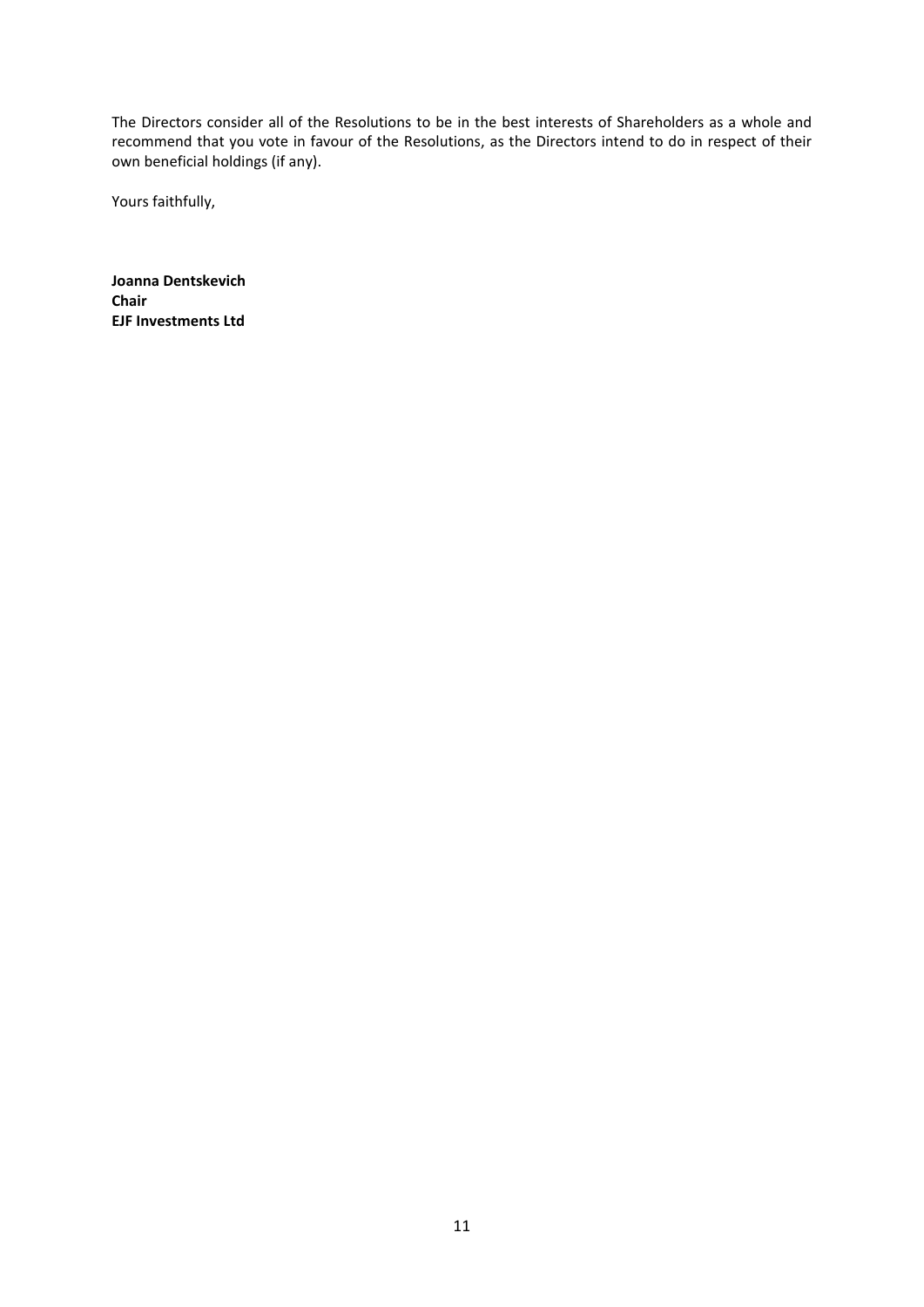The Directors consider all of the Resolutions to be in the best interests of Shareholders as a whole and recommend that you vote in favour of the Resolutions, as the Directors intend to do in respect of their own beneficial holdings (if any).

Yours faithfully,

**Joanna Dentskevich**
**Chair**
**EJF Investments Ltd**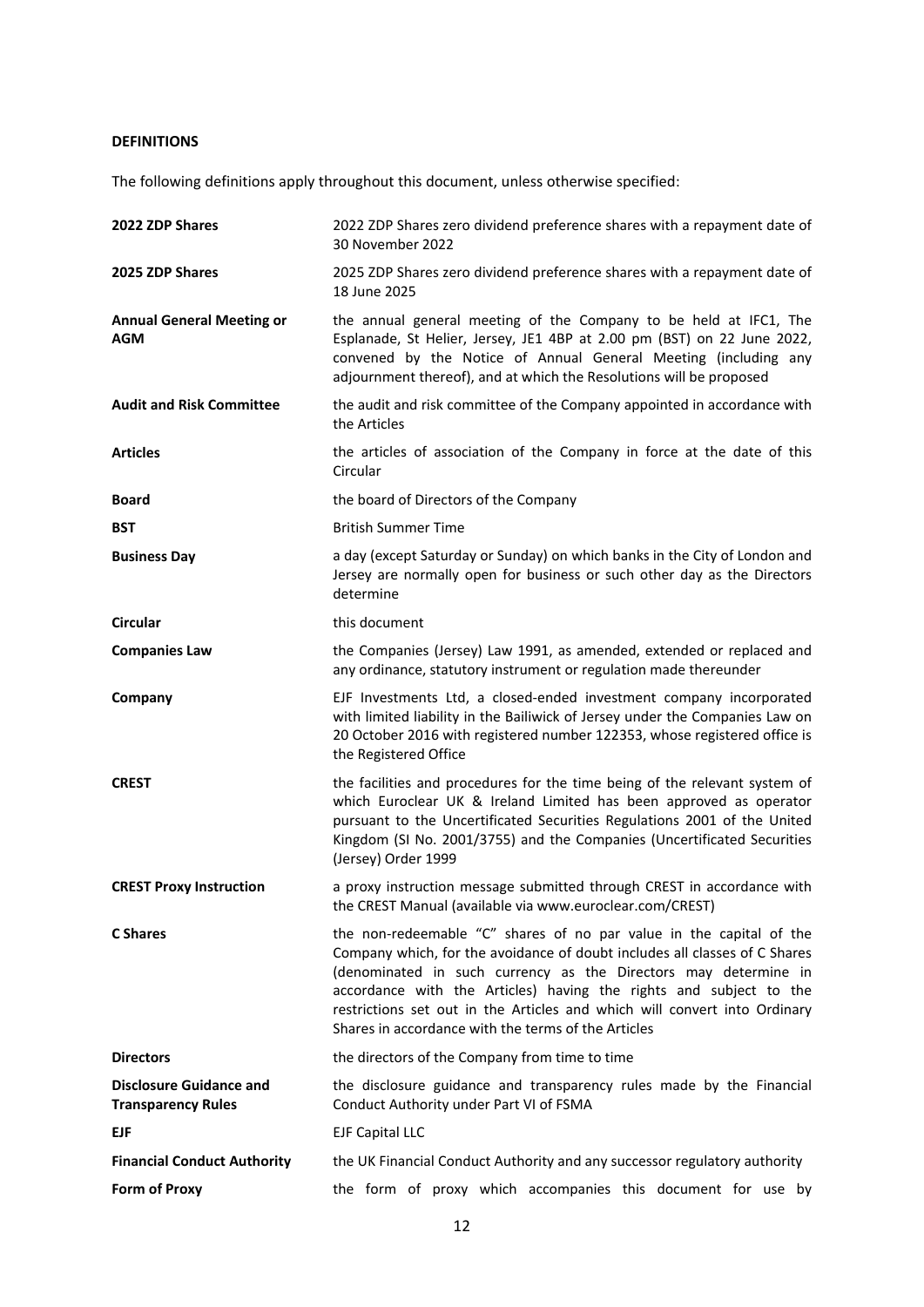**DEFINITIONS**

The following definitions apply throughout this document, unless otherwise specified:

| | |
|---|---|
| **2022 ZDP Shares** | 2022 ZDP Shares zero dividend preference shares with a repayment date of 30 November 2022 |
| **2025 ZDP Shares** | 2025 ZDP Shares zero dividend preference shares with a repayment date of 18 June 2025 |
| **Annual General Meeting or AGM** | the annual general meeting of the Company to be held at IFC1, The Esplanade, St Helier, Jersey, JE1 4BP at 2.00 pm (BST) on 22 June 2022, convened by the Notice of Annual General Meeting (including any adjournment thereof), and at which the Resolutions will be proposed |
| **Audit and Risk Committee** | the audit and risk committee of the Company appointed in accordance with the Articles |
| **Articles** | the articles of association of the Company in force at the date of this Circular |
| **Board** | the board of Directors of the Company |
| **BST** | British Summer Time |
| **Business Day** | a day (except Saturday or Sunday) on which banks in the City of London and Jersey are normally open for business or such other day as the Directors determine |
| **Circular** | this document |
| **Companies Law** | the Companies (Jersey) Law 1991, as amended, extended or replaced and any ordinance, statutory instrument or regulation made thereunder |
| **Company** | EJF Investments Ltd, a closed-ended investment company incorporated with limited liability in the Bailiwick of Jersey under the Companies Law on 20 October 2016 with registered number 122353, whose registered office is the Registered Office |
| **CREST** | the facilities and procedures for the time being of the relevant system of which Euroclear UK & Ireland Limited has been approved as operator pursuant to the Uncertificated Securities Regulations 2001 of the United Kingdom (SI No. 2001/3755) and the Companies (Uncertificated Securities (Jersey) Order 1999 |
| **CREST Proxy Instruction** | a proxy instruction message submitted through CREST in accordance with the CREST Manual (available via www.euroclear.com/CREST) |
| **C Shares** | the non-redeemable "C" shares of no par value in the capital of the Company which, for the avoidance of doubt includes all classes of C Shares (denominated in such currency as the Directors may determine in accordance with the Articles) having the rights and subject to the restrictions set out in the Articles and which will convert into Ordinary Shares in accordance with the terms of the Articles |
| **Directors** | the directors of the Company from time to time |
| **Disclosure Guidance and Transparency Rules** | the disclosure guidance and transparency rules made by the Financial Conduct Authority under Part VI of FSMA |
| **EJF** | EJF Capital LLC |
| **Financial Conduct Authority** | the UK Financial Conduct Authority and any successor regulatory authority |
| **Form of Proxy** | the form of proxy which accompanies this document for use by |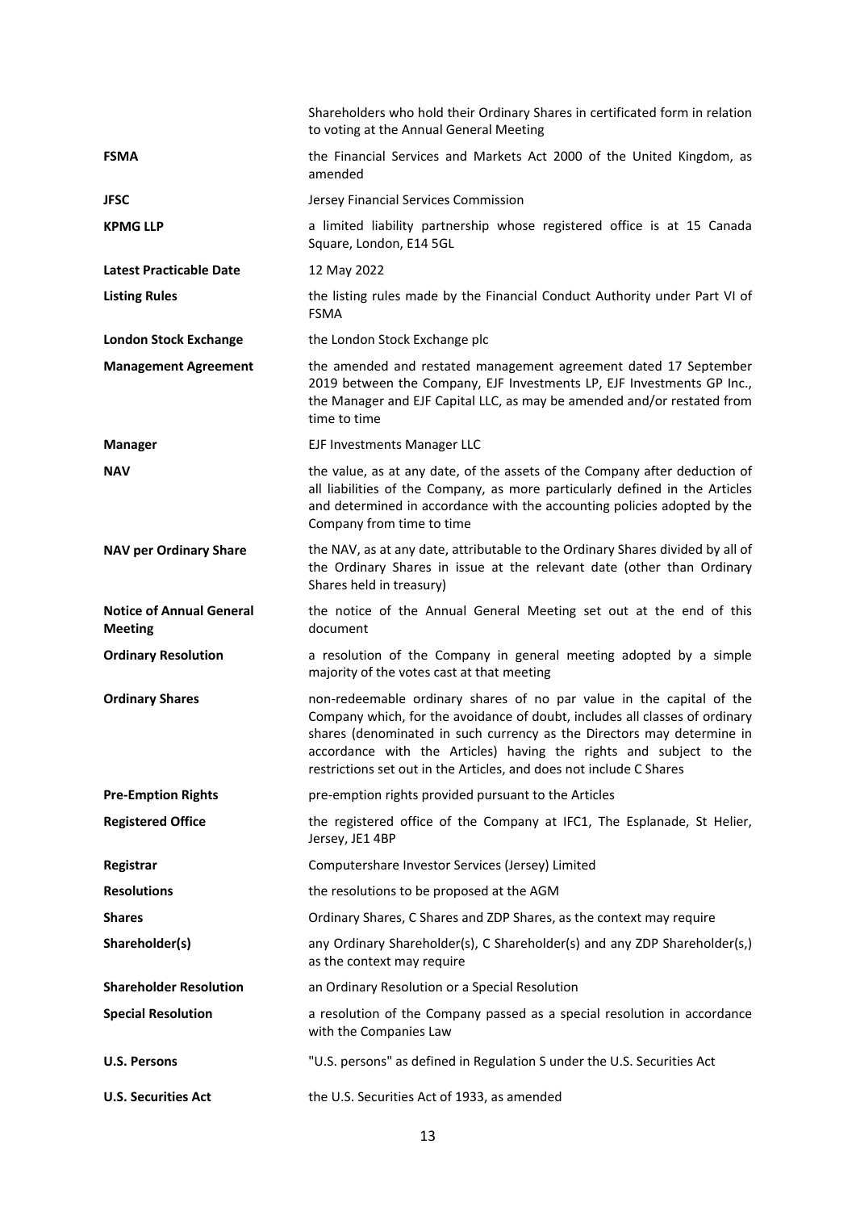| | |
|---|---|
| | Shareholders who hold their Ordinary Shares in certificated form in relation to voting at the Annual General Meeting |
| **FSMA** | the Financial Services and Markets Act 2000 of the United Kingdom, as amended |
| **JFSC** | Jersey Financial Services Commission |
| **KPMG LLP** | a limited liability partnership whose registered office is at 15 Canada Square, London, E14 5GL |
| **Latest Practicable Date** | 12 May 2022 |
| **Listing Rules** | the listing rules made by the Financial Conduct Authority under Part VI of FSMA |
| **London Stock Exchange** | the London Stock Exchange plc |
| **Management Agreement** | the amended and restated management agreement dated 17 September 2019 between the Company, EJF Investments LP, EJF Investments GP Inc., the Manager and EJF Capital LLC, as may be amended and/or restated from time to time |
| **Manager** | EJF Investments Manager LLC |
| **NAV** | the value, as at any date, of the assets of the Company after deduction of all liabilities of the Company, as more particularly defined in the Articles and determined in accordance with the accounting policies adopted by the Company from time to time |
| **NAV per Ordinary Share** | the NAV, as at any date, attributable to the Ordinary Shares divided by all of the Ordinary Shares in issue at the relevant date (other than Ordinary Shares held in treasury) |
| **Notice of Annual General Meeting** | the notice of the Annual General Meeting set out at the end of this document |
| **Ordinary Resolution** | a resolution of the Company in general meeting adopted by a simple majority of the votes cast at that meeting |
| **Ordinary Shares** | non-redeemable ordinary shares of no par value in the capital of the Company which, for the avoidance of doubt, includes all classes of ordinary shares (denominated in such currency as the Directors may determine in accordance with the Articles) having the rights and subject to the restrictions set out in the Articles, and does not include C Shares |
| **Pre-Emption Rights** | pre-emption rights provided pursuant to the Articles |
| **Registered Office** | the registered office of the Company at IFC1, The Esplanade, St Helier, Jersey, JE1 4BP |
| **Registrar** | Computershare Investor Services (Jersey) Limited |
| **Resolutions** | the resolutions to be proposed at the AGM |
| **Shares** | Ordinary Shares, C Shares and ZDP Shares, as the context may require |
| **Shareholder(s)** | any Ordinary Shareholder(s), C Shareholder(s) and any ZDP Shareholder(s,) as the context may require |
| **Shareholder Resolution** | an Ordinary Resolution or a Special Resolution |
| **Special Resolution** | a resolution of the Company passed as a special resolution in accordance with the Companies Law |
| **U.S. Persons** | "U.S. persons" as defined in Regulation S under the U.S. Securities Act |
| **U.S. Securities Act** | the U.S. Securities Act of 1933, as amended |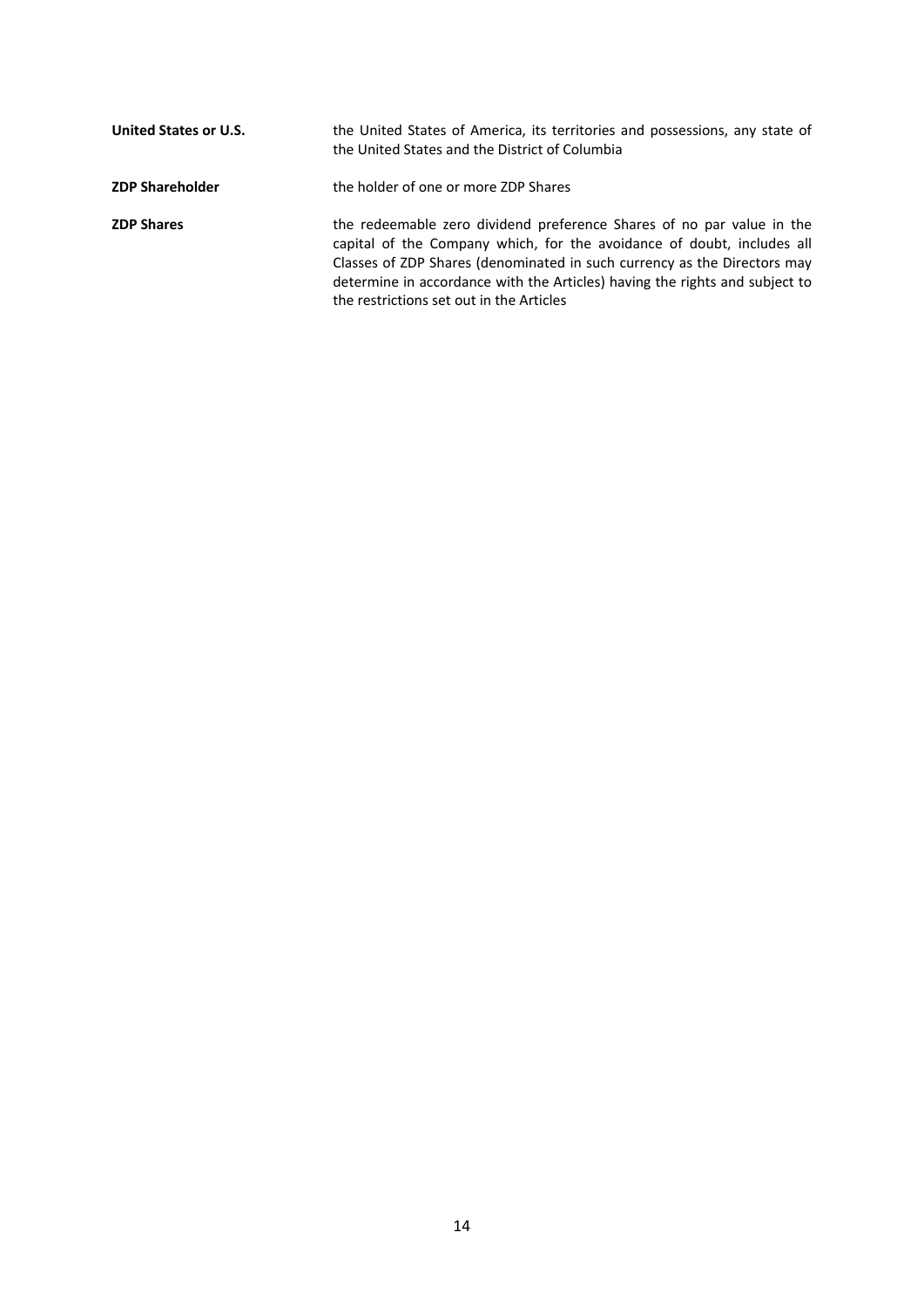| | |
|---|---|
| **United States or U.S.** | the United States of America, its territories and possessions, any state of the United States and the District of Columbia |
| **ZDP Shareholder** | the holder of one or more ZDP Shares |
| **ZDP Shares** | the redeemable zero dividend preference Shares of no par value in the capital of the Company which, for the avoidance of doubt, includes all Classes of ZDP Shares (denominated in such currency as the Directors may determine in accordance with the Articles) having the rights and subject to the restrictions set out in the Articles |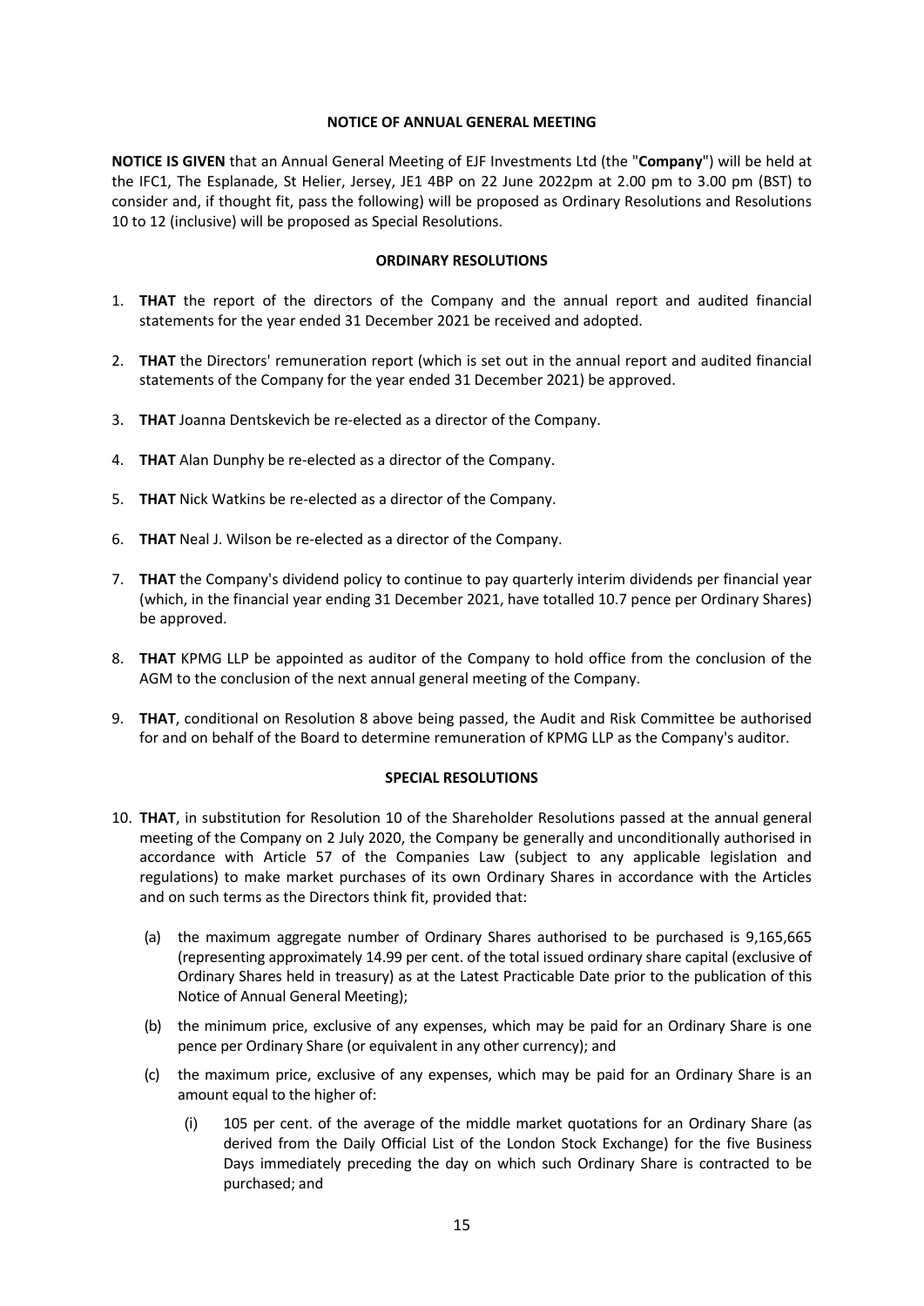## NOTICE OF ANNUAL GENERAL MEETING

**NOTICE IS GIVEN** that an Annual General Meeting of EJF Investments Ltd (the "**Company**") will be held at the IFC1, The Esplanade, St Helier, Jersey, JE1 4BP on 22 June 2022pm at 2.00 pm to 3.00 pm (BST) to consider and, if thought fit, pass the following) will be proposed as Ordinary Resolutions and Resolutions 10 to 12 (inclusive) will be proposed as Special Resolutions.

### ORDINARY RESOLUTIONS

1. **THAT** the report of the directors of the Company and the annual report and audited financial statements for the year ended 31 December 2021 be received and adopted.

2. **THAT** the Directors' remuneration report (which is set out in the annual report and audited financial statements of the Company for the year ended 31 December 2021) be approved.

3. **THAT** Joanna Dentskevich be re-elected as a director of the Company.

4. **THAT** Alan Dunphy be re-elected as a director of the Company.

5. **THAT** Nick Watkins be re-elected as a director of the Company.

6. **THAT** Neal J. Wilson be re-elected as a director of the Company.

7. **THAT** the Company's dividend policy to continue to pay quarterly interim dividends per financial year (which, in the financial year ending 31 December 2021, have totalled 10.7 pence per Ordinary Shares) be approved.

8. **THAT** KPMG LLP be appointed as auditor of the Company to hold office from the conclusion of the AGM to the conclusion of the next annual general meeting of the Company.

9. **THAT**, conditional on Resolution 8 above being passed, the Audit and Risk Committee be authorised for and on behalf of the Board to determine remuneration of KPMG LLP as the Company's auditor.

### SPECIAL RESOLUTIONS

10. **THAT**, in substitution for Resolution 10 of the Shareholder Resolutions passed at the annual general meeting of the Company on 2 July 2020, the Company be generally and unconditionally authorised in accordance with Article 57 of the Companies Law (subject to any applicable legislation and regulations) to make market purchases of its own Ordinary Shares in accordance with the Articles and on such terms as the Directors think fit, provided that:

    (a) the maximum aggregate number of Ordinary Shares authorised to be purchased is 9,165,665 (representing approximately 14.99 per cent. of the total issued ordinary share capital (exclusive of Ordinary Shares held in treasury) as at the Latest Practicable Date prior to the publication of this Notice of Annual General Meeting);

    (b) the minimum price, exclusive of any expenses, which may be paid for an Ordinary Share is one pence per Ordinary Share (or equivalent in any other currency); and

    (c) the maximum price, exclusive of any expenses, which may be paid for an Ordinary Share is an amount equal to the higher of:

        (i) 105 per cent. of the average of the middle market quotations for an Ordinary Share (as derived from the Daily Official List of the London Stock Exchange) for the five Business Days immediately preceding the day on which such Ordinary Share is contracted to be purchased; and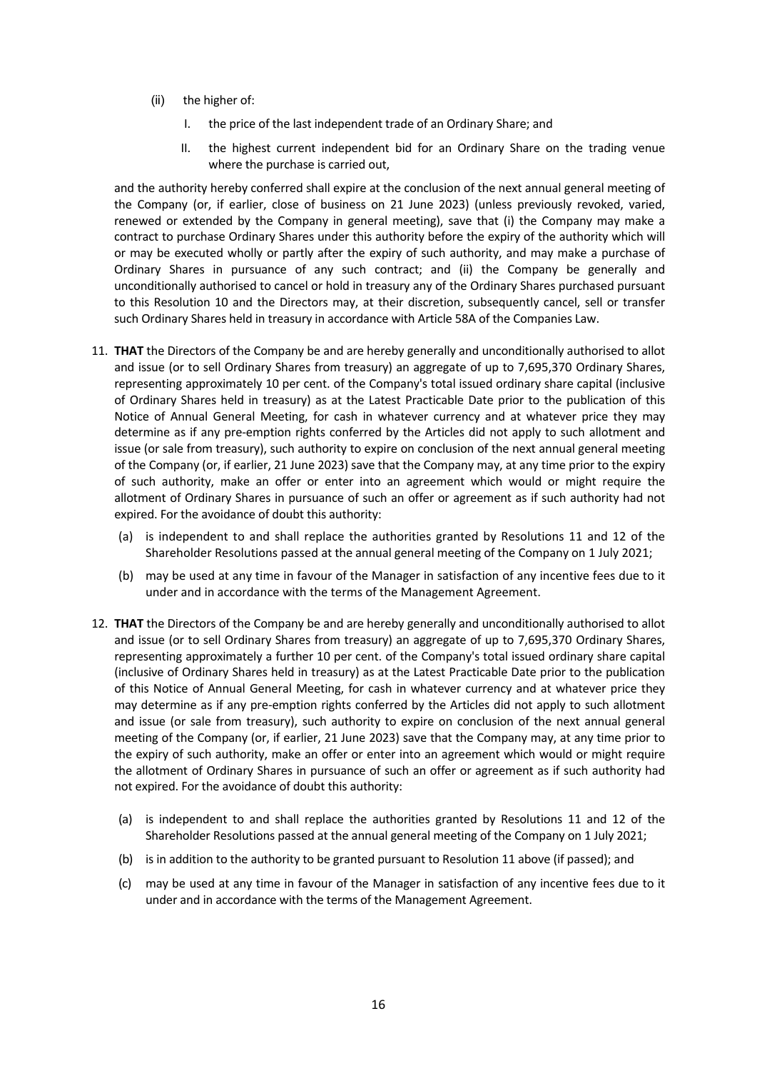(ii) the higher of:

  I. the price of the last independent trade of an Ordinary Share; and

  II. the highest current independent bid for an Ordinary Share on the trading venue where the purchase is carried out,

and the authority hereby conferred shall expire at the conclusion of the next annual general meeting of the Company (or, if earlier, close of business on 21 June 2023) (unless previously revoked, varied, renewed or extended by the Company in general meeting), save that (i) the Company may make a contract to purchase Ordinary Shares under this authority before the expiry of the authority which will or may be executed wholly or partly after the expiry of such authority, and may make a purchase of Ordinary Shares in pursuance of any such contract; and (ii) the Company be generally and unconditionally authorised to cancel or hold in treasury any of the Ordinary Shares purchased pursuant to this Resolution 10 and the Directors may, at their discretion, subsequently cancel, sell or transfer such Ordinary Shares held in treasury in accordance with Article 58A of the Companies Law.

11. **THAT** the Directors of the Company be and are hereby generally and unconditionally authorised to allot and issue (or to sell Ordinary Shares from treasury) an aggregate of up to 7,695,370 Ordinary Shares, representing approximately 10 per cent. of the Company's total issued ordinary share capital (inclusive of Ordinary Shares held in treasury) as at the Latest Practicable Date prior to the publication of this Notice of Annual General Meeting, for cash in whatever currency and at whatever price they may determine as if any pre-emption rights conferred by the Articles did not apply to such allotment and issue (or sale from treasury), such authority to expire on conclusion of the next annual general meeting of the Company (or, if earlier, 21 June 2023) save that the Company may, at any time prior to the expiry of such authority, make an offer or enter into an agreement which would or might require the allotment of Ordinary Shares in pursuance of such an offer or agreement as if such authority had not expired. For the avoidance of doubt this authority:

    (a) is independent to and shall replace the authorities granted by Resolutions 11 and 12 of the Shareholder Resolutions passed at the annual general meeting of the Company on 1 July 2021;

    (b) may be used at any time in favour of the Manager in satisfaction of any incentive fees due to it under and in accordance with the terms of the Management Agreement.

12. **THAT** the Directors of the Company be and are hereby generally and unconditionally authorised to allot and issue (or to sell Ordinary Shares from treasury) an aggregate of up to 7,695,370 Ordinary Shares, representing approximately a further 10 per cent. of the Company's total issued ordinary share capital (inclusive of Ordinary Shares held in treasury) as at the Latest Practicable Date prior to the publication of this Notice of Annual General Meeting, for cash in whatever currency and at whatever price they may determine as if any pre-emption rights conferred by the Articles did not apply to such allotment and issue (or sale from treasury), such authority to expire on conclusion of the next annual general meeting of the Company (or, if earlier, 21 June 2023) save that the Company may, at any time prior to the expiry of such authority, make an offer or enter into an agreement which would or might require the allotment of Ordinary Shares in pursuance of such an offer or agreement as if such authority had not expired. For the avoidance of doubt this authority:

    (a) is independent to and shall replace the authorities granted by Resolutions 11 and 12 of the Shareholder Resolutions passed at the annual general meeting of the Company on 1 July 2021;

    (b) is in addition to the authority to be granted pursuant to Resolution 11 above (if passed); and

    (c) may be used at any time in favour of the Manager in satisfaction of any incentive fees due to it under and in accordance with the terms of the Management Agreement.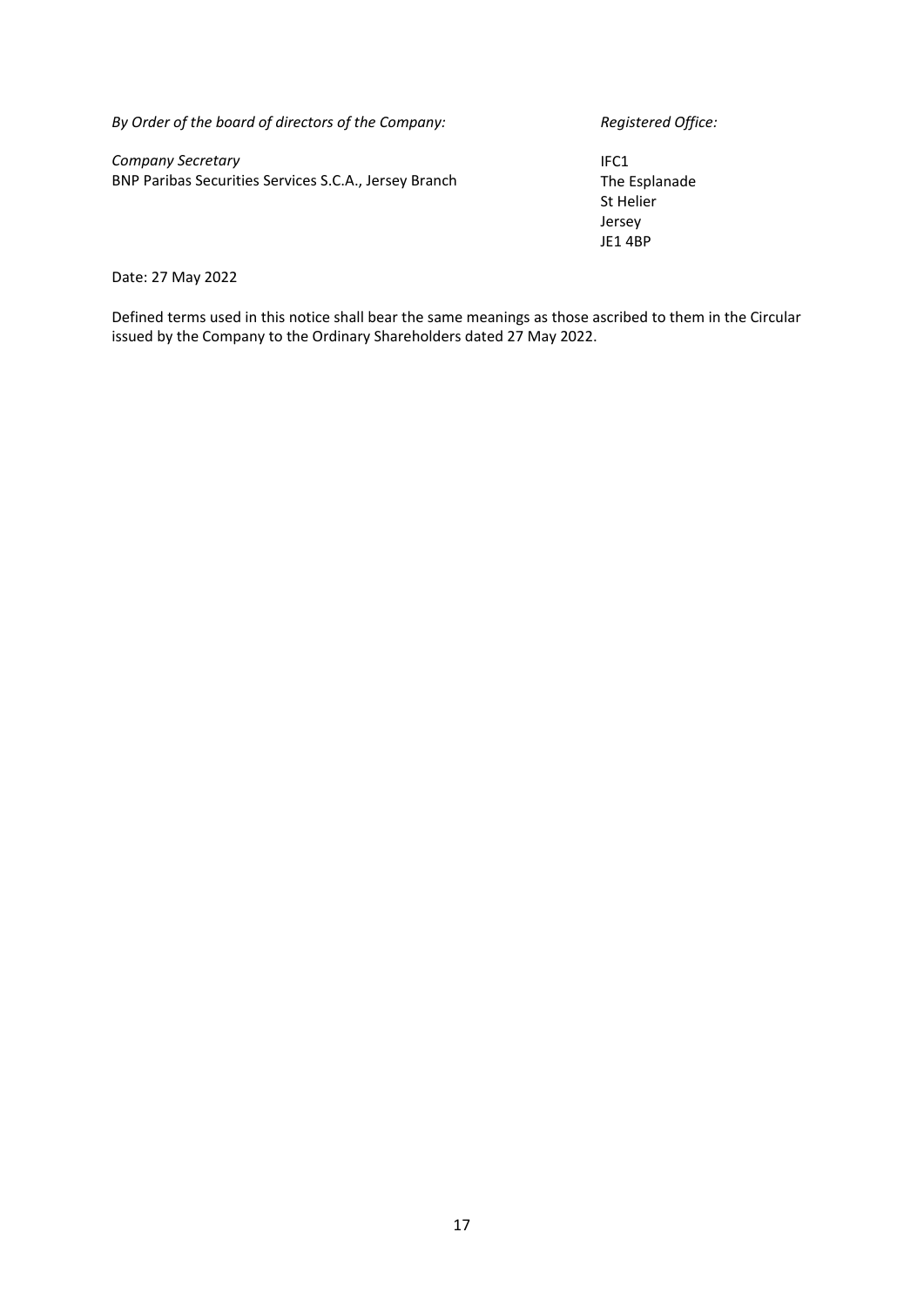*By Order of the board of directors of the Company:*

*Company Secretary*
BNP Paribas Securities Services S.C.A., Jersey Branch

*Registered Office:*

IFC1
The Esplanade
St Helier
Jersey
JE1 4BP

Date: 27 May 2022

Defined terms used in this notice shall bear the same meanings as those ascribed to them in the Circular issued by the Company to the Ordinary Shareholders dated 27 May 2022.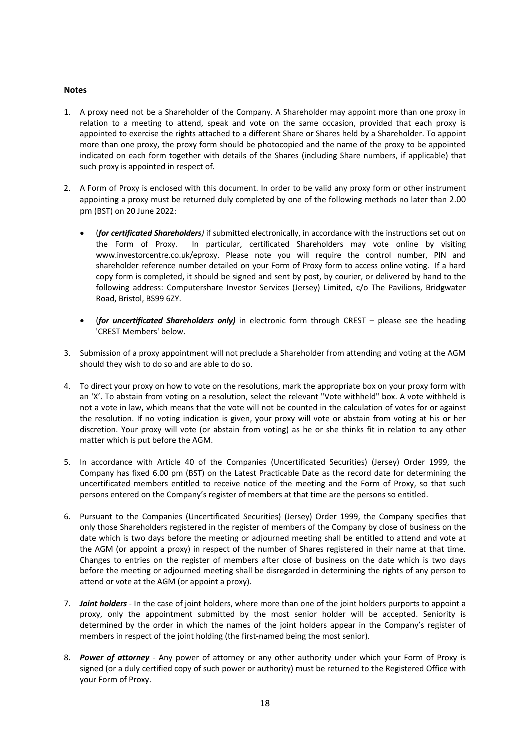**Notes**

1. A proxy need not be a Shareholder of the Company. A Shareholder may appoint more than one proxy in relation to a meeting to attend, speak and vote on the same occasion, provided that each proxy is appointed to exercise the rights attached to a different Share or Shares held by a Shareholder. To appoint more than one proxy, the proxy form should be photocopied and the name of the proxy to be appointed indicated on each form together with details of the Shares (including Share numbers, if applicable) that such proxy is appointed in respect of.

2. A Form of Proxy is enclosed with this document. In order to be valid any proxy form or other instrument appointing a proxy must be returned duly completed by one of the following methods no later than 2.00 pm (BST) on 20 June 2022:

   - (***for certificated Shareholders***) if submitted electronically, in accordance with the instructions set out on the Form of Proxy. In particular, certificated Shareholders may vote online by visiting www.investorcentre.co.uk/eproxy. Please note you will require the control number, PIN and shareholder reference number detailed on your Form of Proxy form to access online voting. If a hard copy form is completed, it should be signed and sent by post, by courier, or delivered by hand to the following address: Computershare Investor Services (Jersey) Limited, c/o The Pavilions, Bridgwater Road, Bristol, BS99 6ZY.

   - (***for uncertificated Shareholders only***) in electronic form through CREST – please see the heading 'CREST Members' below.

3. Submission of a proxy appointment will not preclude a Shareholder from attending and voting at the AGM should they wish to do so and are able to do so.

4. To direct your proxy on how to vote on the resolutions, mark the appropriate box on your proxy form with an 'X'. To abstain from voting on a resolution, select the relevant "Vote withheld" box. A vote withheld is not a vote in law, which means that the vote will not be counted in the calculation of votes for or against the resolution. If no voting indication is given, your proxy will vote or abstain from voting at his or her discretion. Your proxy will vote (or abstain from voting) as he or she thinks fit in relation to any other matter which is put before the AGM.

5. In accordance with Article 40 of the Companies (Uncertificated Securities) (Jersey) Order 1999, the Company has fixed 6.00 pm (BST) on the Latest Practicable Date as the record date for determining the uncertificated members entitled to receive notice of the meeting and the Form of Proxy, so that such persons entered on the Company's register of members at that time are the persons so entitled.

6. Pursuant to the Companies (Uncertificated Securities) (Jersey) Order 1999, the Company specifies that only those Shareholders registered in the register of members of the Company by close of business on the date which is two days before the meeting or adjourned meeting shall be entitled to attend and vote at the AGM (or appoint a proxy) in respect of the number of Shares registered in their name at that time. Changes to entries on the register of members after close of business on the date which is two days before the meeting or adjourned meeting shall be disregarded in determining the rights of any person to attend or vote at the AGM (or appoint a proxy).

7. ***Joint holders*** - In the case of joint holders, where more than one of the joint holders purports to appoint a proxy, only the appointment submitted by the most senior holder will be accepted. Seniority is determined by the order in which the names of the joint holders appear in the Company's register of members in respect of the joint holding (the first-named being the most senior).

8. ***Power of attorney*** - Any power of attorney or any other authority under which your Form of Proxy is signed (or a duly certified copy of such power or authority) must be returned to the Registered Office with your Form of Proxy.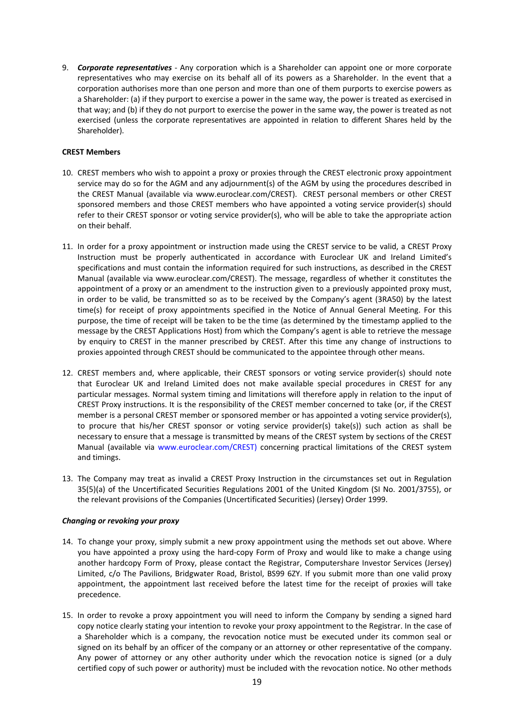9. ***Corporate representatives*** - Any corporation which is a Shareholder can appoint one or more corporate representatives who may exercise on its behalf all of its powers as a Shareholder. In the event that a corporation authorises more than one person and more than one of them purports to exercise powers as a Shareholder: (a) if they purport to exercise a power in the same way, the power is treated as exercised in that way; and (b) if they do not purport to exercise the power in the same way, the power is treated as not exercised (unless the corporate representatives are appointed in relation to different Shares held by the Shareholder).

**CREST Members**

10. CREST members who wish to appoint a proxy or proxies through the CREST electronic proxy appointment service may do so for the AGM and any adjournment(s) of the AGM by using the procedures described in the CREST Manual (available via www.euroclear.com/CREST). CREST personal members or other CREST sponsored members and those CREST members who have appointed a voting service provider(s) should refer to their CREST sponsor or voting service provider(s), who will be able to take the appropriate action on their behalf.

11. In order for a proxy appointment or instruction made using the CREST service to be valid, a CREST Proxy Instruction must be properly authenticated in accordance with Euroclear UK and Ireland Limited's specifications and must contain the information required for such instructions, as described in the CREST Manual (available via www.euroclear.com/CREST). The message, regardless of whether it constitutes the appointment of a proxy or an amendment to the instruction given to a previously appointed proxy must, in order to be valid, be transmitted so as to be received by the Company's agent (3RA50) by the latest time(s) for receipt of proxy appointments specified in the Notice of Annual General Meeting. For this purpose, the time of receipt will be taken to be the time (as determined by the timestamp applied to the message by the CREST Applications Host) from which the Company's agent is able to retrieve the message by enquiry to CREST in the manner prescribed by CREST. After this time any change of instructions to proxies appointed through CREST should be communicated to the appointee through other means.

12. CREST members and, where applicable, their CREST sponsors or voting service provider(s) should note that Euroclear UK and Ireland Limited does not make available special procedures in CREST for any particular messages. Normal system timing and limitations will therefore apply in relation to the input of CREST Proxy instructions. It is the responsibility of the CREST member concerned to take (or, if the CREST member is a personal CREST member or sponsored member or has appointed a voting service provider(s), to procure that his/her CREST sponsor or voting service provider(s) take(s)) such action as shall be necessary to ensure that a message is transmitted by means of the CREST system by sections of the CREST Manual (available via www.euroclear.com/CREST) concerning practical limitations of the CREST system and timings.

13. The Company may treat as invalid a CREST Proxy Instruction in the circumstances set out in Regulation 35(5)(a) of the Uncertificated Securities Regulations 2001 of the United Kingdom (SI No. 2001/3755), or the relevant provisions of the Companies (Uncertificated Securities) (Jersey) Order 1999.

***Changing or revoking your proxy***

14. To change your proxy, simply submit a new proxy appointment using the methods set out above. Where you have appointed a proxy using the hard-copy Form of Proxy and would like to make a change using another hardcopy Form of Proxy, please contact the Registrar, Computershare Investor Services (Jersey) Limited, c/o The Pavilions, Bridgwater Road, Bristol, BS99 6ZY. If you submit more than one valid proxy appointment, the appointment last received before the latest time for the receipt of proxies will take precedence.

15. In order to revoke a proxy appointment you will need to inform the Company by sending a signed hard copy notice clearly stating your intention to revoke your proxy appointment to the Registrar. In the case of a Shareholder which is a company, the revocation notice must be executed under its common seal or signed on its behalf by an officer of the company or an attorney or other representative of the company. Any power of attorney or any other authority under which the revocation notice is signed (or a duly certified copy of such power or authority) must be included with the revocation notice. No other methods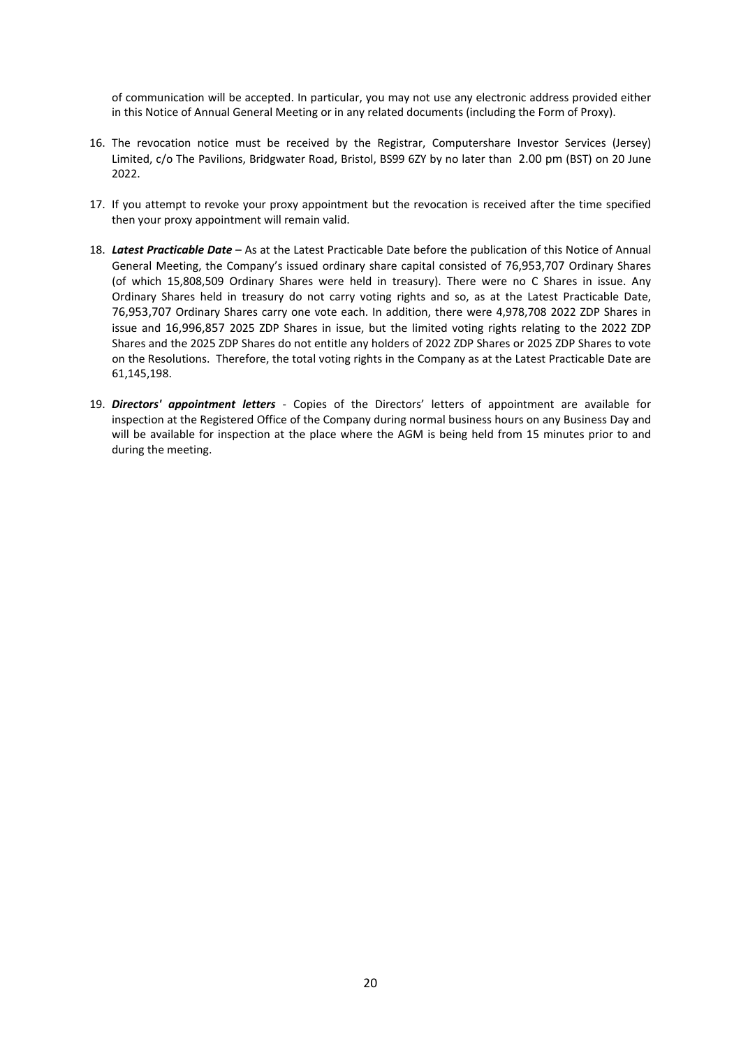of communication will be accepted. In particular, you may not use any electronic address provided either in this Notice of Annual General Meeting or in any related documents (including the Form of Proxy).

16. The revocation notice must be received by the Registrar, Computershare Investor Services (Jersey) Limited, c/o The Pavilions, Bridgwater Road, Bristol, BS99 6ZY by no later than 2.00 pm (BST) on 20 June 2022.

17. If you attempt to revoke your proxy appointment but the revocation is received after the time specified then your proxy appointment will remain valid.

18. ***Latest Practicable Date*** – As at the Latest Practicable Date before the publication of this Notice of Annual General Meeting, the Company's issued ordinary share capital consisted of 76,953,707 Ordinary Shares (of which 15,808,509 Ordinary Shares were held in treasury). There were no C Shares in issue. Any Ordinary Shares held in treasury do not carry voting rights and so, as at the Latest Practicable Date, 76,953,707 Ordinary Shares carry one vote each. In addition, there were 4,978,708 2022 ZDP Shares in issue and 16,996,857 2025 ZDP Shares in issue, but the limited voting rights relating to the 2022 ZDP Shares and the 2025 ZDP Shares do not entitle any holders of 2022 ZDP Shares or 2025 ZDP Shares to vote on the Resolutions. Therefore, the total voting rights in the Company as at the Latest Practicable Date are 61,145,198.

19. ***Directors' appointment letters*** - Copies of the Directors' letters of appointment are available for inspection at the Registered Office of the Company during normal business hours on any Business Day and will be available for inspection at the place where the AGM is being held from 15 minutes prior to and during the meeting.